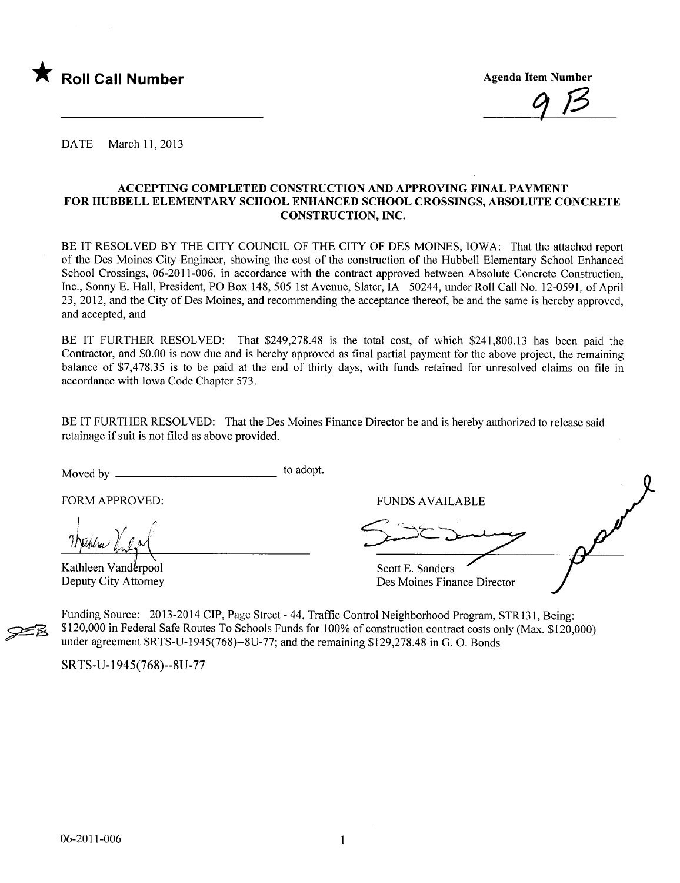★ **Roll Call Number**

\_\_\_\_\_\_\_\_\_\_\_\_\_\_\_\_\_\_\_\_\_\_\_\_\_\_\_\_

**Agenda Item Number**

9B

DATE March 11, 2013

## ACCEPTING COMPLETED CONSTRUCTION AND APPROVING FINAL PAYMENT FOR HUBBELL ELEMENTARY SCHOOL ENHANCED SCHOOL CROSSINGS, ABSOLUTE CONCRETE CONSTRUCTION, INC.

BE IT RESOLVED BY THE CITY COUNCIL OF THE CITY OF DES MOINES, IOWA: That the attached report of the Des Moines City Engineer, showing the cost of the construction of the Hubbell Elementary School Enhanced School Crossings, 06-2011-006, in accordance with the contract approved between Absolute Concrete Construction, Inc., Sonny E. Hall, President, PO Box 148, 505 1st Avenue, Slater, IA 50244, under Roll Call No. 12-0591, of April 23, 2012, and the City of Des Moines, and recommending the acceptance thereof, be and the same is hereby approved, and accepted, and

BE IT FURTHER RESOLVED: That $249,278.48 is the total cost, of which $241,800.13 has been paid the Contractor, and $0.00 is now due and is hereby approved as final partial payment for the above project, the remaining balance of $7,478.35 is to be paid at the end of thirty days, with funds retained for unresolved claims on file in accordance with Iowa Code Chapter 573.

BE IT FURTHER RESOLVED: That the Des Moines Finance Director be and is hereby authorized to release said retainage if suit is not filed as above provided.

Moved by \_\_\_\_\_\_\_\_\_\_\_\_\_\_\_\_\_\_\_\_\_\_\_\_ to adopt.

FORM APPROVED:

Kathleen Vanderpool
Deputy City Attorney

FUNDS AVAILABLE

Scott E. Sanders
Des Moines Finance Director

Funding Source: 2013-2014 CIP, Page Street - 44, Traffic Control Neighborhood Program, STR131, Being: $120,000 in Federal Safe Routes To Schools Funds for 100% of construction contract costs only (Max. $120,000) under agreement SRTS-U-1945(768)--8U-77; and the remaining $129,278.48 in G. O. Bonds

SRTS-U-1945(768)--8U-77

06-2011-006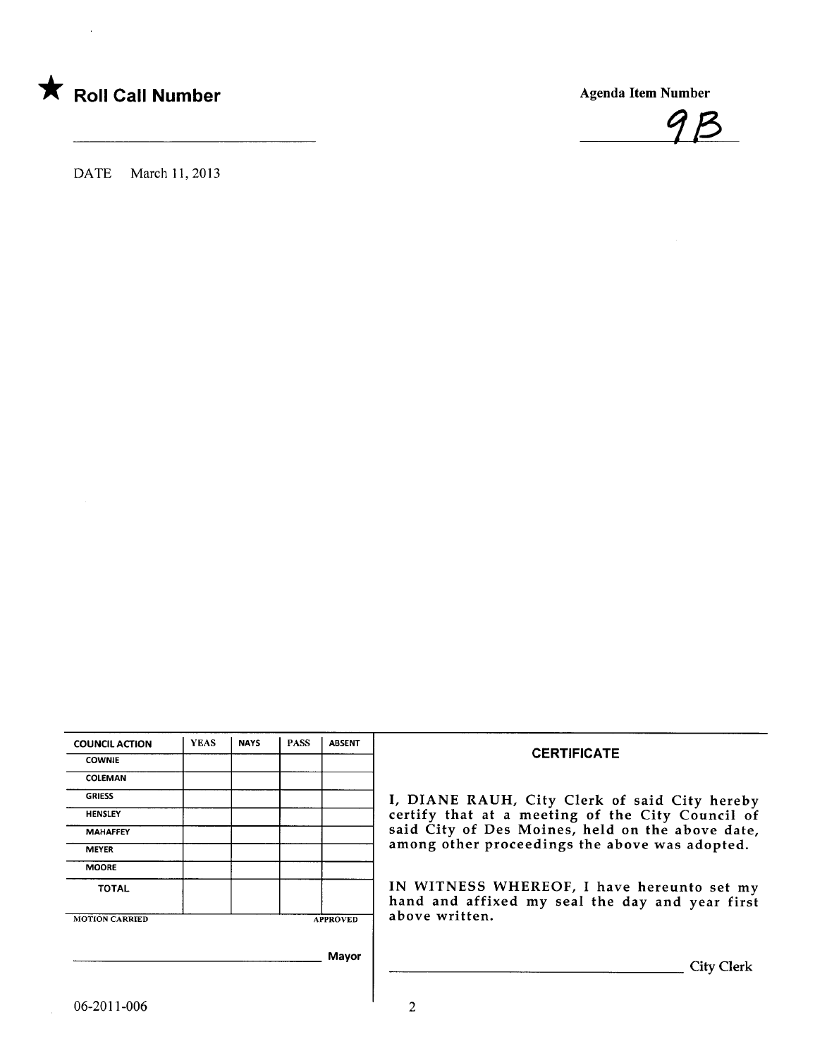★ **Roll Call Number**

Agenda Item Number

9B

DATE March 11, 2013

| COUNCIL ACTION | YEAS | NAYS | PASS | ABSENT |
|---|---|---|---|---|
| COWNIE | | | | |
| COLEMAN | | | | |
| GRIESS | | | | |
| HENSLEY | | | | |
| MAHAFFEY | | | | |
| MEYER | | | | |
| MOORE | | | | |
| TOTAL | | | | |

MOTION CARRIED APPROVED

_______________________________ Mayor

**CERTIFICATE**

I, DIANE RAUH, City Clerk of said City hereby certify that at a meeting of the City Council of said City of Des Moines, held on the above date, among other proceedings the above was adopted.

IN WITNESS WHEREOF, I have hereunto set my hand and affixed my seal the day and year first above written.

_______________________________ City Clerk

06-2011-006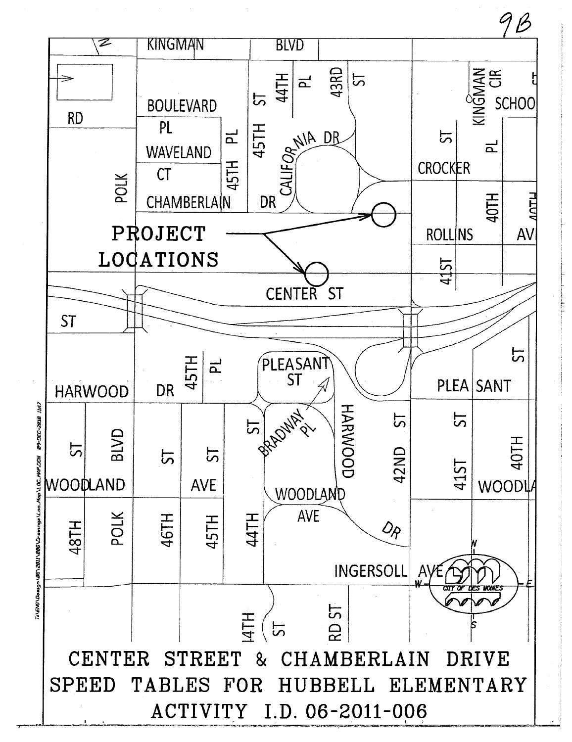9B

PROJECT LOCATIONS

KINGMAN BLVD

BOULEVARD PL

WAVELAND CT

CHAMBERLAIN DR

CALIFORNIA DR

CENTER ST

HARWOOD DR

PLEASANT ST

BRADWAY PL

WOODLAND AVE

INGERSOLL AVE

# CENTER STREET & CHAMBERLAIN DRIVE SPEED TABLES FOR HUBBELL ELEMENTARY

## ACTIVITY I.D. 06-2011-006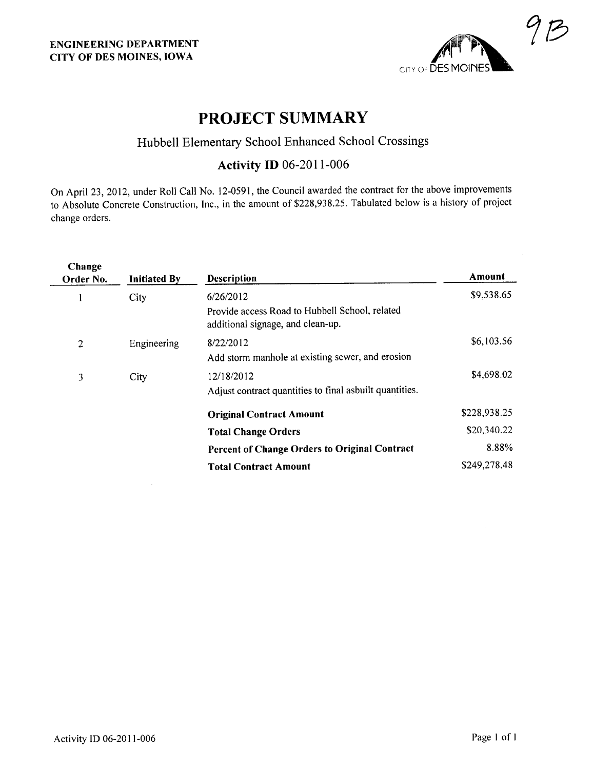ENGINEERING DEPARTMENT
CITY OF DES MOINES, IOWA

9B

# PROJECT SUMMARY

## Hubbell Elementary School Enhanced School Crossings

### Activity ID 06-2011-006

On April 23, 2012, under Roll Call No. 12-0591, the Council awarded the contract for the above improvements to Absolute Concrete Construction, Inc., in the amount of $228,938.25. Tabulated below is a history of project change orders.

| Change Order No. | Initiated By | Description | Amount |
|---|---|---|---|
| 1 | City | 6/26/2012<br>Provide access Road to Hubbell School, related additional signage, and clean-up. | $9,538.65 |
| 2 | Engineering | 8/22/2012<br>Add storm manhole at existing sewer, and erosion | $6,103.56 |
| 3 | City | 12/18/2012<br>Adjust contract quantities to final asbuilt quantities. | $4,698.02 |
| | | **Original Contract Amount** | $228,938.25 |
| | | **Total Change Orders** | $20,340.22 |
| | | **Percent of Change Orders to Original Contract** | 8.88% |
| | | **Total Contract Amount** | $249,278.48 |

Activity ID 06-2011-006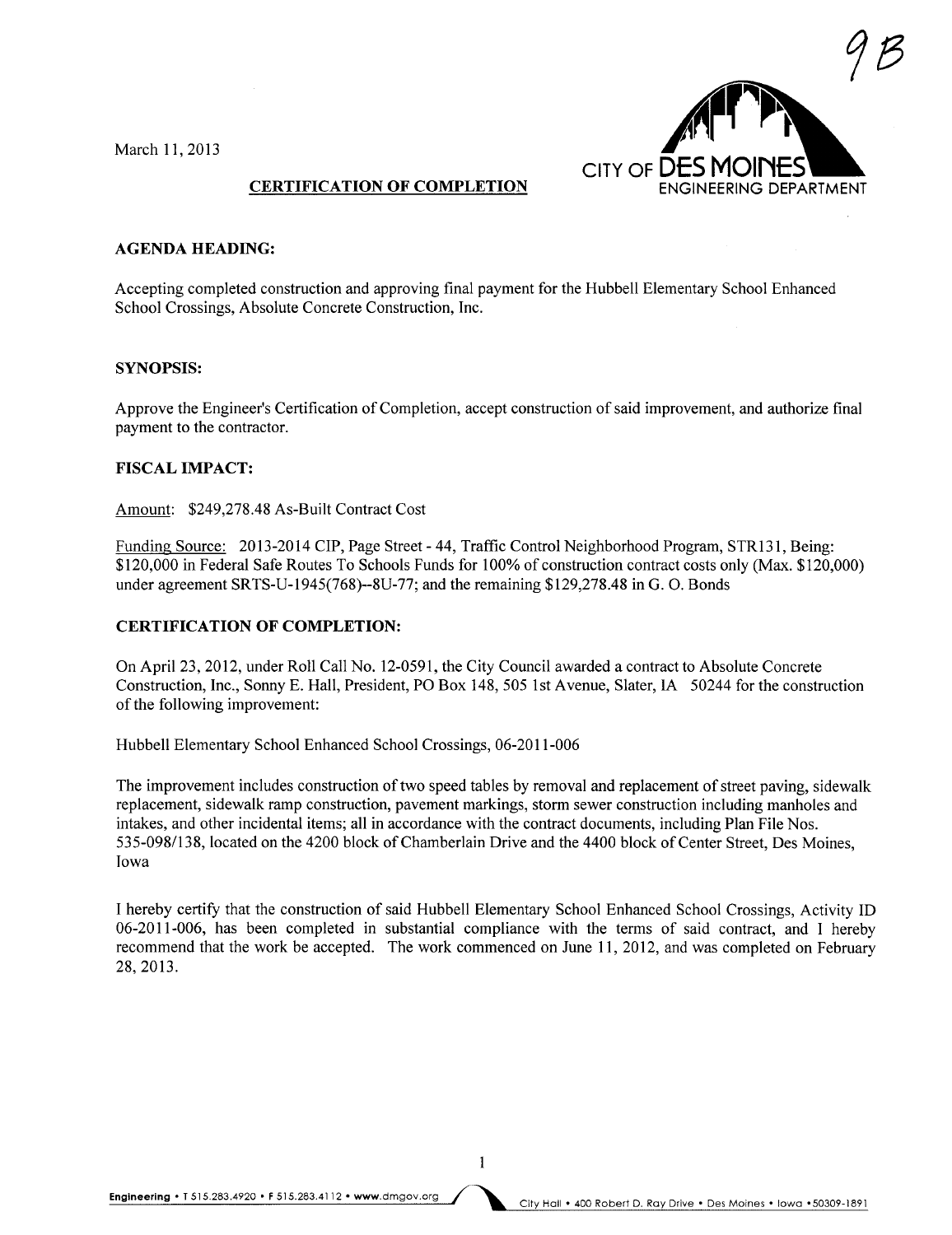9B

March 11, 2013

CITY OF DES MOINES
ENGINEERING DEPARTMENT

**CERTIFICATION OF COMPLETION**

**AGENDA HEADING:**

Accepting completed construction and approving final payment for the Hubbell Elementary School Enhanced School Crossings, Absolute Concrete Construction, Inc.

**SYNOPSIS:**

Approve the Engineer's Certification of Completion, accept construction of said improvement, and authorize final payment to the contractor.

**FISCAL IMPACT:**

Amount: $249,278.48 As-Built Contract Cost

Funding Source: 2013-2014 CIP, Page Street - 44, Traffic Control Neighborhood Program, STR131, Being: $120,000 in Federal Safe Routes To Schools Funds for 100% of construction contract costs only (Max. $120,000) under agreement SRTS-U-1945(768)--8U-77; and the remaining $129,278.48 in G. O. Bonds

**CERTIFICATION OF COMPLETION:**

On April 23, 2012, under Roll Call No. 12-0591, the City Council awarded a contract to Absolute Concrete Construction, Inc., Sonny E. Hall, President, PO Box 148, 505 1st Avenue, Slater, IA 50244 for the construction of the following improvement:

Hubbell Elementary School Enhanced School Crossings, 06-2011-006

The improvement includes construction of two speed tables by removal and replacement of street paving, sidewalk replacement, sidewalk ramp construction, pavement markings, storm sewer construction including manholes and intakes, and other incidental items; all in accordance with the contract documents, including Plan File Nos. 535-098/138, located on the 4200 block of Chamberlain Drive and the 4400 block of Center Street, Des Moines, Iowa

I hereby certify that the construction of said Hubbell Elementary School Enhanced School Crossings, Activity ID 06-2011-006, has been completed in substantial compliance with the terms of said contract, and I hereby recommend that the work be accepted. The work commenced on June 11, 2012, and was completed on February 28, 2013.

Engineering • T 515.283.4920 • F 515.283.4112 • www.dmgov.org    City Hall • 400 Robert D. Ray Drive • Des Moines • Iowa • 50309-1891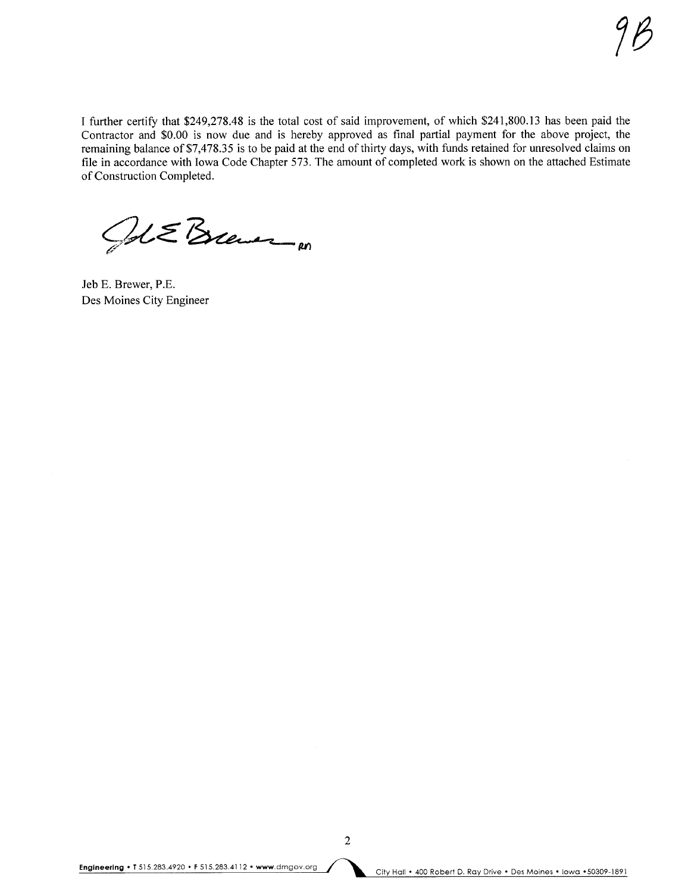9B

I further certify that $249,278.48 is the total cost of said improvement, of which $241,800.13 has been paid the Contractor and $0.00 is now due and is hereby approved as final partial payment for the above project, the remaining balance of $7,478.35 is to be paid at the end of thirty days, with funds retained for unresolved claims on file in accordance with Iowa Code Chapter 573. The amount of completed work is shown on the attached Estimate of Construction Completed.

Jeb E. Brewer, P.E.
Des Moines City Engineer

**Engineering** • T 515.283.4920 • F 515.283.4112 • www.dmgov.org City Hall • 400 Robert D. Ray Drive • Des Moines • Iowa • 50309-1891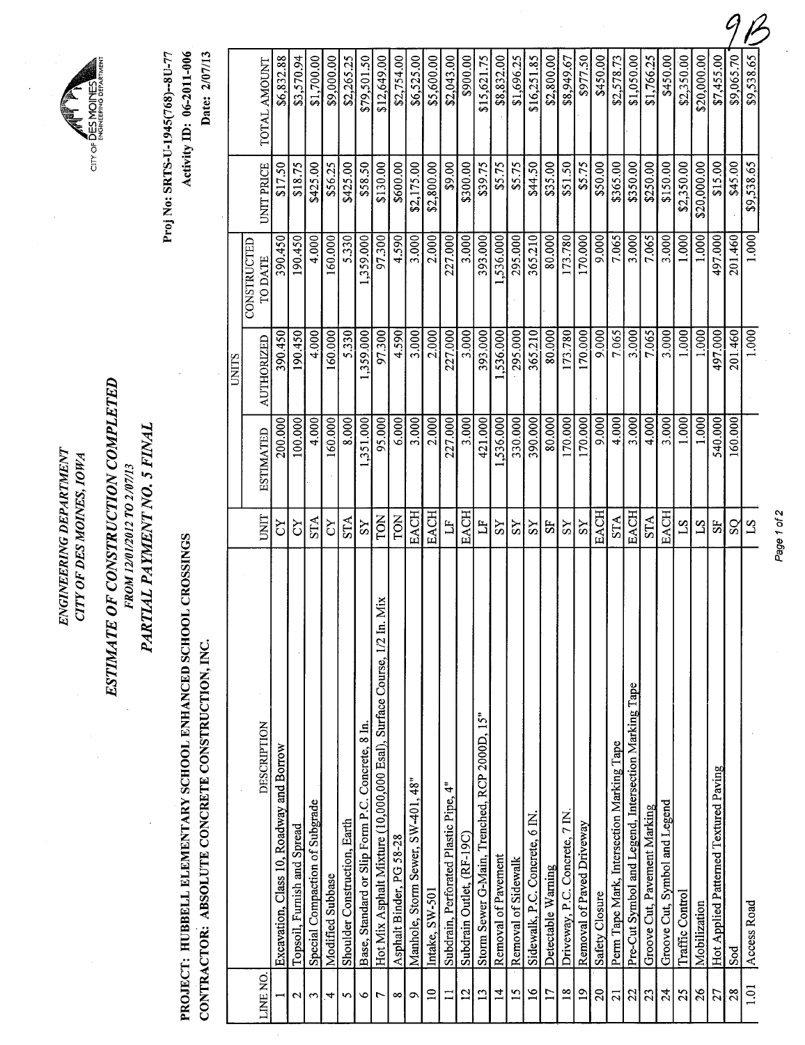9B

# ENGINEERING DEPARTMENT
## CITY OF DES MOINES, IOWA

CITY OF DES MOINES ENGINEERING DEPARTMENT

# ESTIMATE OF CONSTRUCTION COMPLETED
*FROM 12/01/2012 TO 2/07/13*

## PARTIAL PAYMENT NO. 5 FINAL

**PROJECT: HUBBELL ELEMENTARY SCHOOL ENHANCED SCHOOL CROSSINGS**

**Proj No: SRTS-U-1945(768)--8U-77**

**Activity ID: 06-2011-006**

**CONTRACTOR: ABSOLUTE CONCRETE CONSTRUCTION, INC.**

**Date: 2/07/13**

| LINE NO. | DESCRIPTION | UNIT | UNITS | | | UNIT PRICE | TOTAL AMOUNT |
|---|---|---|---|---|---|---|---|
| | | | ESTIMATED | AUTHORIZED | CONSTRUCTED TO DATE | | |
| 1 | Excavation, Class 10, Roadway and Borrow | CY | 200.000 | 390.450 | 390.450 | $17.50 | $6,832.88 |
| 2 | Topsoil, Furnish and Spread | CY | 100.000 | 190.450 | 190.450 | $18.75 | $3,570.94 |
| 3 | Special Compaction of Subgrade | STA | 4.000 | 4.000 | 4.000 | $425.00 | $1,700.00 |
| 4 | Modified Subbase | CY | 160.000 | 160.000 | 160.000 | $56.25 | $9,000.00 |
| 5 | Shoulder Construction, Earth | STA | 8.000 | 5.330 | 5.330 | $425.00 | $2,265.25 |
| 6 | Base, Standard or Slip Form P.C. Concrete, 8 In. | SY | 1,351.000 | 1,359.000 | 1,359.000 | $58.50 | $79,501.50 |
| 7 | Hot Mix Asphalt Mixture (10,000,000 Esal), Surface Course, 1/2 In. Mix | TON | 95.000 | 97.300 | 97.300 | $130.00 | $12,649.00 |
| 8 | Asphalt Binder, PG 58-28 | TON | 6.000 | 4.590 | 4.590 | $600.00 | $2,754.00 |
| 9 | Manhole, Storm Sewer, SW-401, 48" | EACH | 3.000 | 3.000 | 3.000 | $2,175.00 | $6,525.00 |
| 10 | Intake, SW-501 | EACH | 2.000 | 2.000 | 2.000 | $2,800.00 | $5,600.00 |
| 11 | Subdrain, Perforated Plastic Pipe, 4" | LF | 227.000 | 227.000 | 227.000 | $9.00 | $2,043.00 |
| 12 | Subdrain Outlet, (RF-19C) | EACH | 3.000 | 3.000 | 3.000 | $300.00 | $900.00 |
| 13 | Storm Sewer G-Main, Trenched, RCP 2000D, 15" | LF | 421.000 | 393.000 | 393.000 | $39.75 | $15,621.75 |
| 14 | Removal of Pavement | SY | 1,536.000 | 1,536.000 | 1,536.000 | $5.75 | $8,832.00 |
| 15 | Removal of Sidewalk | SY | 330.000 | 295.000 | 295.000 | $5.75 | $1,696.25 |
| 16 | Sidewalk, P.C. Concrete, 6 IN. | SY | 390.000 | 365.210 | 365.210 | $44.50 | $16,251.85 |
| 17 | Detectable Warning | SF | 80.000 | 80.000 | 80.000 | $35.00 | $2,800.00 |
| 18 | Driveway, P.C. Concrete, 7 IN. | SY | 170.000 | 173.780 | 173.780 | $51.50 | $8,949.67 |
| 19 | Removal of Paved Driveway | SY | 170.000 | 170.000 | 170.000 | $5.75 | $977.50 |
| 20 | Safety Closure | EACH | 9.000 | 9.000 | 9.000 | $50.00 | $450.00 |
| 21 | Perm Tape Mark, Intersection Marking Tape | STA | 4.000 | 7.065 | 7.065 | $365.00 | $2,578.73 |
| 22 | Pre-Cut Symbol and Legend, Intersection Marking Tape | EACH | 3.000 | 3.000 | 3.000 | $350.00 | $1,050.00 |
| 23 | Groove Cut, Pavement Marking | STA | 4.000 | 7.065 | 7.065 | $250.00 | $1,766.25 |
| 24 | Groove Cut, Symbol and Legend | EACH | 3.000 | 3.000 | 3.000 | $150.00 | $450.00 |
| 25 | Traffic Control | LS | 1.000 | 1.000 | 1.000 | $2,350.00 | $2,350.00 |
| 26 | Mobilization | LS | 1.000 | 1.000 | 1.000 | $20,000.00 | $20,000.00 |
| 27 | Hot Applied Patterned Textured Paving | SF | 540.000 | 497.000 | 497.000 | $15.00 | $7,455.00 |
| 28 | Sod | SQ | 160.000 | 201.460 | 201.460 | $45.00 | $9,065.70 |
| 1.01 | Access Road | LS | | 1.000 | 1.000 | $9,538.65 | $9,538.65 |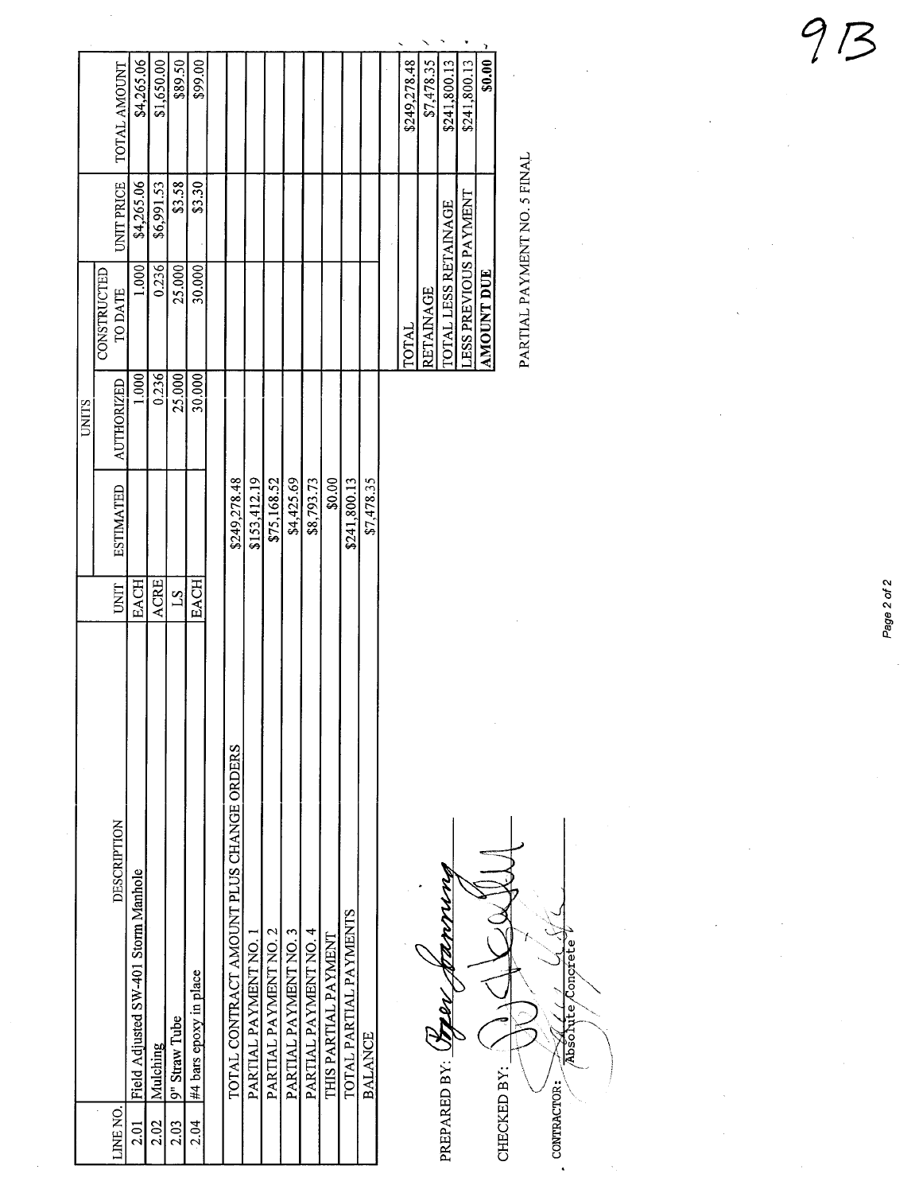9B

| LINE NO. | DESCRIPTION | UNIT | ESTIMATED | UNITS AUTHORIZED | CONSTRUCTED TO DATE | UNIT PRICE | TOTAL AMOUNT |
|---|---|---|---|---|---|---|---|
| 2.01 | Field Adjusted SW-401 Storm Manhole | EACH | | 1.000 | 1.000 | $4,265.06 | $4,265.06 |
| 2.02 | Mulching | ACRE | | 0.236 | 0.236 | $6,991.53 | $1,650.00 |
| 2.03 | 9" Straw Tube | LS | | 25.000 | 25.000 | $3.58 | $89.50 |
| 2.04 | #4 bars epoxy in place | EACH | | 30.000 | 30.000 | $3.30 | $99.00 |

| | |
|---|---|
| TOTAL CONTRACT AMOUNT PLUS CHANGE ORDERS | $249,278.48 |
| PARTIAL PAYMENT NO. 1 | $153,412.19 |
| PARTIAL PAYMENT NO. 2 | $75,168.52 |
| PARTIAL PAYMENT NO. 3 | $4,425.69 |
| PARTIAL PAYMENT NO. 4 | $8,793.73 |
| THIS PARTIAL PAYMENT | $0.00 |
| TOTAL PARTIAL PAYMENTS | $241,800.13 |
| BALANCE | $7,478.35 |

| | |
|---|---|
| TOTAL | $249,278.48 |
| RETAINAGE | $7,478.35 |
| TOTAL LESS RETAINAGE | $241,800.13 |
| LESS PREVIOUS PAYMENT | $241,800.13 |
| **AMOUNT DUE** | **$0.00** |

PARTIAL PAYMENT NO. 5 FINAL

PREPARED BY: *[signature]*

CHECKED BY: *[signature]*

CONTRACTOR: *[signature]* Absolute Concrete